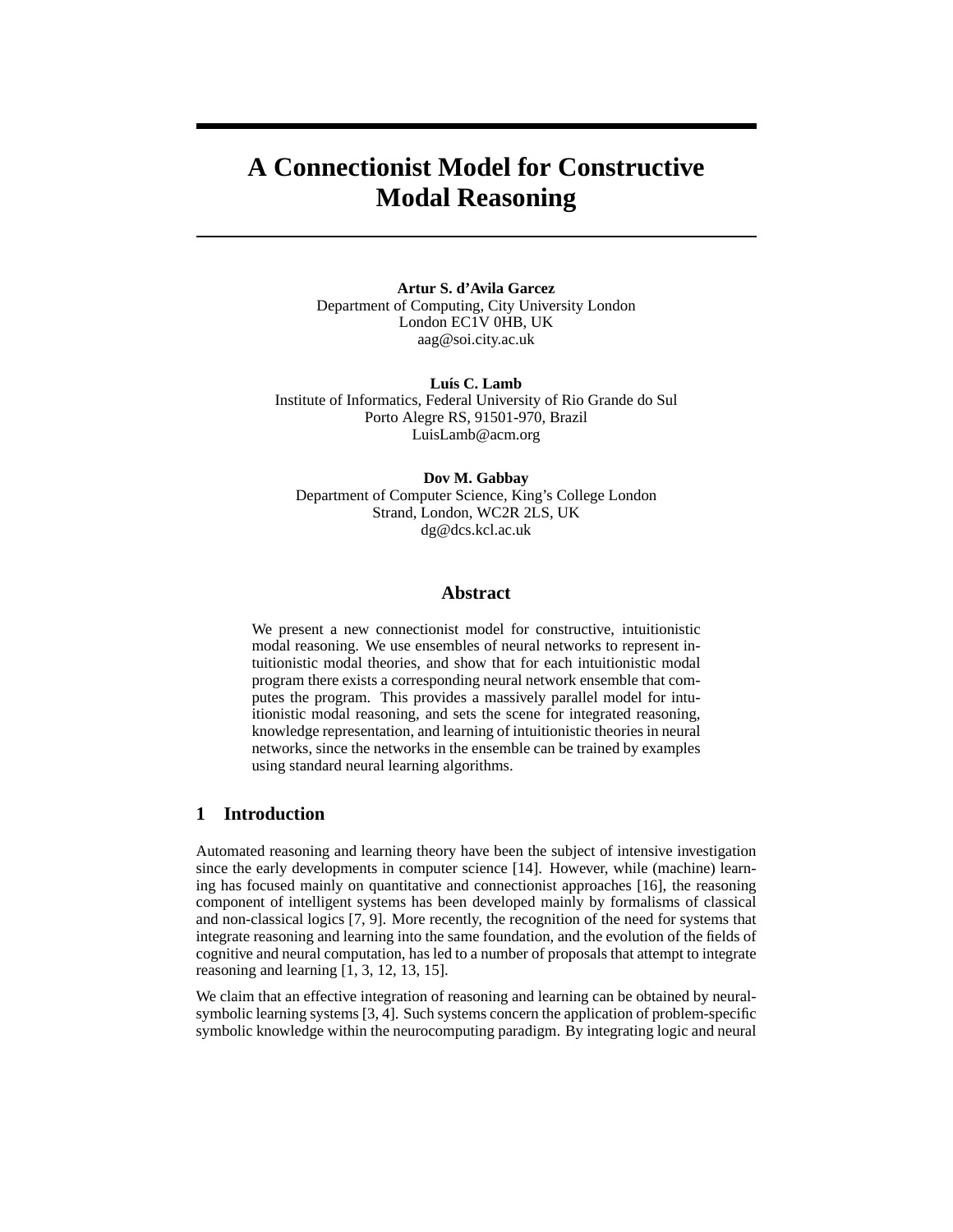# A Connectionist Model for Constructive Modal Reasoning

**Artur S. d'Avila Garcez**
Department of Computing, City University London
London EC1V 0HB, UK
aag@soi.city.ac.uk

**Luís C. Lamb**
Institute of Informatics, Federal University of Rio Grande do Sul
Porto Alegre RS, 91501-970, Brazil
LuisLamb@acm.org

**Dov M. Gabbay**
Department of Computer Science, King's College London
Strand, London, WC2R 2LS, UK
dg@dcs.kcl.ac.uk

## Abstract

We present a new connectionist model for constructive, intuitionistic modal reasoning. We use ensembles of neural networks to represent intuitionistic modal theories, and show that for each intuitionistic modal program there exists a corresponding neural network ensemble that computes the program. This provides a massively parallel model for intuitionistic modal reasoning, and sets the scene for integrated reasoning, knowledge representation, and learning of intuitionistic theories in neural networks, since the networks in the ensemble can be trained by examples using standard neural learning algorithms.

## 1 Introduction

Automated reasoning and learning theory have been the subject of intensive investigation since the early developments in computer science [14]. However, while (machine) learning has focused mainly on quantitative and connectionist approaches [16], the reasoning component of intelligent systems has been developed mainly by formalisms of classical and non-classical logics [7, 9]. More recently, the recognition of the need for systems that integrate reasoning and learning into the same foundation, and the evolution of the fields of cognitive and neural computation, has led to a number of proposals that attempt to integrate reasoning and learning [1, 3, 12, 13, 15].

We claim that an effective integration of reasoning and learning can be obtained by neural-symbolic learning systems [3, 4]. Such systems concern the application of problem-specific symbolic knowledge within the neurocomputing paradigm. By integrating logic and neural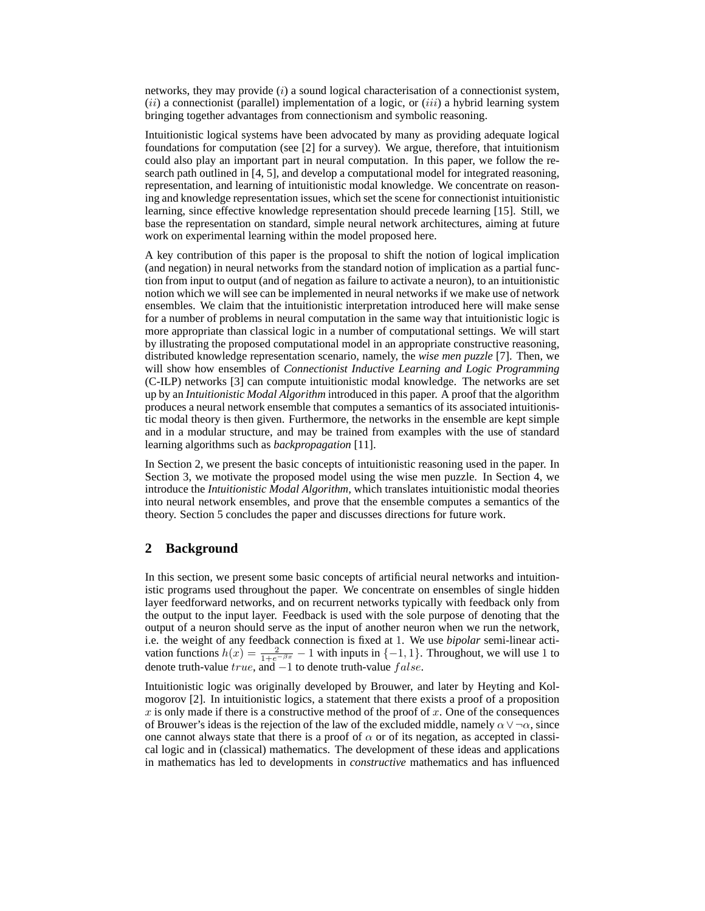networks, they may provide ($i$) a sound logical characterisation of a connectionist system, ($ii$) a connectionist (parallel) implementation of a logic, or ($iii$) a hybrid learning system bringing together advantages from connectionism and symbolic reasoning.

Intuitionistic logical systems have been advocated by many as providing adequate logical foundations for computation (see [2] for a survey). We argue, therefore, that intuitionism could also play an important part in neural computation. In this paper, we follow the research path outlined in [4, 5], and develop a computational model for integrated reasoning, representation, and learning of intuitionistic modal knowledge. We concentrate on reasoning and knowledge representation issues, which set the scene for connectionist intuitionistic learning, since effective knowledge representation should precede learning [15]. Still, we base the representation on standard, simple neural network architectures, aiming at future work on experimental learning within the model proposed here.

A key contribution of this paper is the proposal to shift the notion of logical implication (and negation) in neural networks from the standard notion of implication as a partial function from input to output (and of negation as failure to activate a neuron), to an intuitionistic notion which we will see can be implemented in neural networks if we make use of network ensembles. We claim that the intuitionistic interpretation introduced here will make sense for a number of problems in neural computation in the same way that intuitionistic logic is more appropriate than classical logic in a number of computational settings. We will start by illustrating the proposed computational model in an appropriate constructive reasoning, distributed knowledge representation scenario, namely, the *wise men puzzle* [7]. Then, we will show how ensembles of *Connectionist Inductive Learning and Logic Programming* (C-ILP) networks [3] can compute intuitionistic modal knowledge. The networks are set up by an *Intuitionistic Modal Algorithm* introduced in this paper. A proof that the algorithm produces a neural network ensemble that computes a semantics of its associated intuitionistic modal theory is then given. Furthermore, the networks in the ensemble are kept simple and in a modular structure, and may be trained from examples with the use of standard learning algorithms such as *backpropagation* [11].

In Section 2, we present the basic concepts of intuitionistic reasoning used in the paper. In Section 3, we motivate the proposed model using the wise men puzzle. In Section 4, we introduce the *Intuitionistic Modal Algorithm*, which translates intuitionistic modal theories into neural network ensembles, and prove that the ensemble computes a semantics of the theory. Section 5 concludes the paper and discusses directions for future work.

## 2 Background

In this section, we present some basic concepts of artificial neural networks and intuitionistic programs used throughout the paper. We concentrate on ensembles of single hidden layer feedforward networks, and on recurrent networks typically with feedback only from the output to the input layer. Feedback is used with the sole purpose of denoting that the output of a neuron should serve as the input of another neuron when we run the network, i.e. the weight of any feedback connection is fixed at 1. We use *bipolar* semi-linear activation functions $h(x) = \frac{2}{1+e^{-\beta x}} - 1$ with inputs in $\{-1, 1\}$. Throughout, we will use 1 to denote truth-value $true$, and $-1$ to denote truth-value $false$.

Intuitionistic logic was originally developed by Brouwer, and later by Heyting and Kolmogorov [2]. In intuitionistic logics, a statement that there exists a proof of a proposition $x$ is only made if there is a constructive method of the proof of $x$. One of the consequences of Brouwer's ideas is the rejection of the law of the excluded middle, namely $\alpha \vee \neg\alpha$, since one cannot always state that there is a proof of $\alpha$ or of its negation, as accepted in classical logic and in (classical) mathematics. The development of these ideas and applications in mathematics has led to developments in *constructive* mathematics and has influenced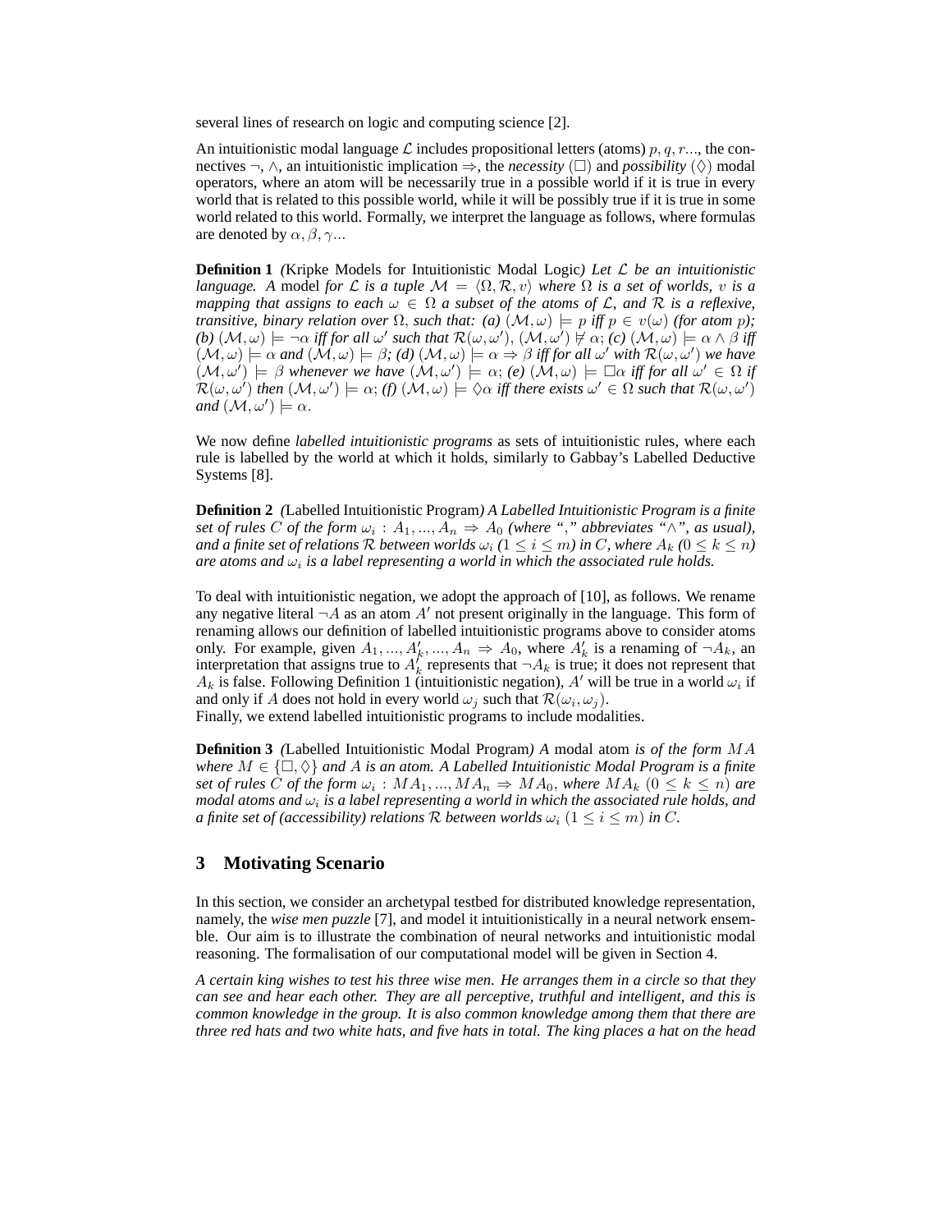several lines of research on logic and computing science [2].

An intuitionistic modal language $\mathcal{L}$ includes propositional letters (atoms) $p, q, r...$, the connectives $\neg$, $\wedge$, an intuitionistic implication $\Rightarrow$, the *necessity* ($\Box$) and *possibility* ($\Diamond$) modal operators, where an atom will be necessarily true in a possible world if it is true in every world that is related to this possible world, while it will be possibly true if it is true in some world related to this world. Formally, we interpret the language as follows, where formulas are denoted by $\alpha, \beta, \gamma...$

**Definition 1** *(*Kripke Models for Intuitionistic Modal Logic*) Let $\mathcal{L}$ be an intuitionistic language. A* model *for $\mathcal{L}$ is a tuple $\mathcal{M} = \langle \Omega, \mathcal{R}, v \rangle$ where $\Omega$ is a set of worlds, $v$ is a mapping that assigns to each $\omega \in \Omega$ a subset of the atoms of $\mathcal{L}$, and $\mathcal{R}$ is a reflexive, transitive, binary relation over $\Omega$, such that: (a) $(\mathcal{M}, \omega) \models p$ iff $p \in v(\omega)$ (for atom $p$); (b) $(\mathcal{M}, \omega) \models \neg\alpha$ iff for all $\omega'$ such that $\mathcal{R}(\omega, \omega')$, $(\mathcal{M}, \omega') \not\models \alpha$; (c) $(\mathcal{M}, \omega) \models \alpha \wedge \beta$ iff $(\mathcal{M}, \omega) \models \alpha$ and $(\mathcal{M}, \omega) \models \beta$; (d) $(\mathcal{M}, \omega) \models \alpha \Rightarrow \beta$ iff for all $\omega'$ with $\mathcal{R}(\omega, \omega')$ we have $(\mathcal{M}, \omega') \models \beta$ whenever we have $(\mathcal{M}, \omega') \models \alpha$; (e) $(\mathcal{M}, \omega) \models \Box\alpha$ iff for all $\omega' \in \Omega$ if $\mathcal{R}(\omega, \omega')$ then $(\mathcal{M}, \omega') \models \alpha$; (f) $(\mathcal{M}, \omega) \models \Diamond\alpha$ iff there exists $\omega' \in \Omega$ such that $\mathcal{R}(\omega, \omega')$ and $(\mathcal{M}, \omega') \models \alpha$.*

We now define *labelled intuitionistic programs* as sets of intuitionistic rules, where each rule is labelled by the world at which it holds, similarly to Gabbay's Labelled Deductive Systems [8].

**Definition 2** *(*Labelled Intuitionistic Program*) A Labelled Intuitionistic Program is a finite set of rules $C$ of the form $\omega_i : A_1, ..., A_n \Rightarrow A_0$ (where "," abbreviates "$\wedge$", as usual), and a finite set of relations $\mathcal{R}$ between worlds $\omega_i$ ($1 \leq i \leq m$) in $C$, where $A_k$ ($0 \leq k \leq n$) are atoms and $\omega_i$ is a label representing a world in which the associated rule holds.*

To deal with intuitionistic negation, we adopt the approach of [10], as follows. We rename any negative literal $\neg A$ as an atom $A'$ not present originally in the language. This form of renaming allows our definition of labelled intuitionistic programs above to consider atoms only. For example, given $A_1, ..., A'_k, ..., A_n \Rightarrow A_0$, where $A'_k$ is a renaming of $\neg A_k$, an interpretation that assigns true to $A'_k$ represents that $\neg A_k$ is true; it does not represent that $A_k$ is false. Following Definition 1 (intuitionistic negation), $A'$ will be true in a world $\omega_i$ if and only if $A$ does not hold in every world $\omega_j$ such that $\mathcal{R}(\omega_i, \omega_j)$.
Finally, we extend labelled intuitionistic programs to include modalities.

**Definition 3** *(*Labelled Intuitionistic Modal Program*) A* modal atom *is of the form $MA$ where $M \in \{\Box, \Diamond\}$ and $A$ is an atom. A Labelled Intuitionistic Modal Program is a finite set of rules $C$ of the form $\omega_i : MA_1, ..., MA_n \Rightarrow MA_0$, where $MA_k$ $(0 \leq k \leq n)$ are modal atoms and $\omega_i$ is a label representing a world in which the associated rule holds, and a finite set of (accessibility) relations $\mathcal{R}$ between worlds $\omega_i$ $(1 \leq i \leq m)$ in $C$.*

## 3 Motivating Scenario

In this section, we consider an archetypal testbed for distributed knowledge representation, namely, the *wise men puzzle* [7], and model it intuitionistically in a neural network ensemble. Our aim is to illustrate the combination of neural networks and intuitionistic modal reasoning. The formalisation of our computational model will be given in Section 4.

*A certain king wishes to test his three wise men. He arranges them in a circle so that they can see and hear each other. They are all perceptive, truthful and intelligent, and this is common knowledge in the group. It is also common knowledge among them that there are three red hats and two white hats, and five hats in total. The king places a hat on the head*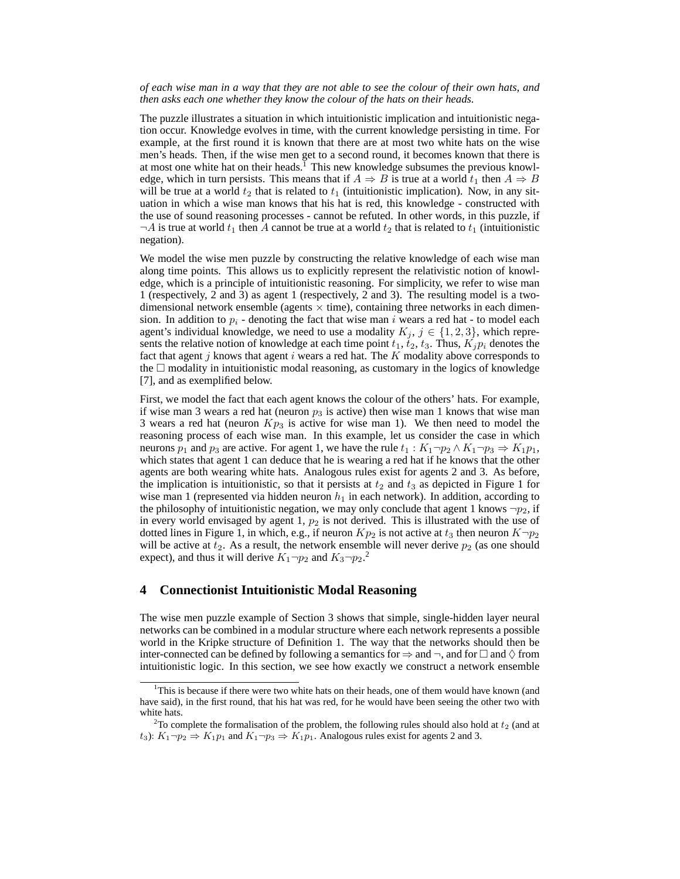*of each wise man in a way that they are not able to see the colour of their own hats, and then asks each one whether they know the colour of the hats on their heads.*

The puzzle illustrates a situation in which intuitionistic implication and intuitionistic negation occur. Knowledge evolves in time, with the current knowledge persisting in time. For example, at the first round it is known that there are at most two white hats on the wise men's heads. Then, if the wise men get to a second round, it becomes known that there is at most one white hat on their heads.[1] This new knowledge subsumes the previous knowledge, which in turn persists. This means that if $A \Rightarrow B$ is true at a world $t_1$ then $A \Rightarrow B$ will be true at a world $t_2$ that is related to $t_1$ (intuitionistic implication). Now, in any situation in which a wise man knows that his hat is red, this knowledge - constructed with the use of sound reasoning processes - cannot be refuted. In other words, in this puzzle, if $\neg A$ is true at world $t_1$ then $A$ cannot be true at a world $t_2$ that is related to $t_1$ (intuitionistic negation).

We model the wise men puzzle by constructing the relative knowledge of each wise man along time points. This allows us to explicitly represent the relativistic notion of knowledge, which is a principle of intuitionistic reasoning. For simplicity, we refer to wise man 1 (respectively, 2 and 3) as agent 1 (respectively, 2 and 3). The resulting model is a two-dimensional network ensemble (agents $\times$ time), containing three networks in each dimension. In addition to $p_i$ - denoting the fact that wise man $i$ wears a red hat - to model each agent's individual knowledge, we need to use a modality $K_j$, $j \in \{1, 2, 3\}$, which represents the relative notion of knowledge at each time point $t_1, t_2, t_3$. Thus, $K_j p_i$ denotes the fact that agent $j$ knows that agent $i$ wears a red hat. The $K$ modality above corresponds to the $\Box$ modality in intuitionistic modal reasoning, as customary in the logics of knowledge [7], and as exemplified below.

First, we model the fact that each agent knows the colour of the others' hats. For example, if wise man 3 wears a red hat (neuron $p_3$ is active) then wise man 1 knows that wise man 3 wears a red hat (neuron $Kp_3$ is active for wise man 1). We then need to model the reasoning process of each wise man. In this example, let us consider the case in which neurons $p_1$ and $p_3$ are active. For agent 1, we have the rule $t_1 : K_1\neg p_2 \wedge K_1\neg p_3 \Rightarrow K_1 p_1$, which states that agent 1 can deduce that he is wearing a red hat if he knows that the other agents are both wearing white hats. Analogous rules exist for agents 2 and 3. As before, the implication is intuitionistic, so that it persists at $t_2$ and $t_3$ as depicted in Figure 1 for wise man 1 (represented via hidden neuron $h_1$ in each network). In addition, according to the philosophy of intuitionistic negation, we may only conclude that agent 1 knows $\neg p_2$, if in every world envisaged by agent 1, $p_2$ is not derived. This is illustrated with the use of dotted lines in Figure 1, in which, e.g., if neuron $Kp_2$ is not active at $t_3$ then neuron $K\neg p_2$ will be active at $t_2$. As a result, the network ensemble will never derive $p_2$ (as one should expect), and thus it will derive $K_1\neg p_2$ and $K_3\neg p_2$.[2]

## 4 Connectionist Intuitionistic Modal Reasoning

The wise men puzzle example of Section 3 shows that simple, single-hidden layer neural networks can be combined in a modular structure where each network represents a possible world in the Kripke structure of Definition 1. The way that the networks should then be inter-connected can be defined by following a semantics for $\Rightarrow$ and $\neg$, and for $\Box$ and $\Diamond$ from intuitionistic logic. In this section, we see how exactly we construct a network ensemble

---

[1] This is because if there were two white hats on their heads, one of them would have known (and have said), in the first round, that his hat was red, for he would have been seeing the other two with white hats.

[2] To complete the formalisation of the problem, the following rules should also hold at $t_2$ (and at $t_3$): $K_1\neg p_2 \Rightarrow K_1 p_1$ and $K_1\neg p_3 \Rightarrow K_1 p_1$. Analogous rules exist for agents 2 and 3.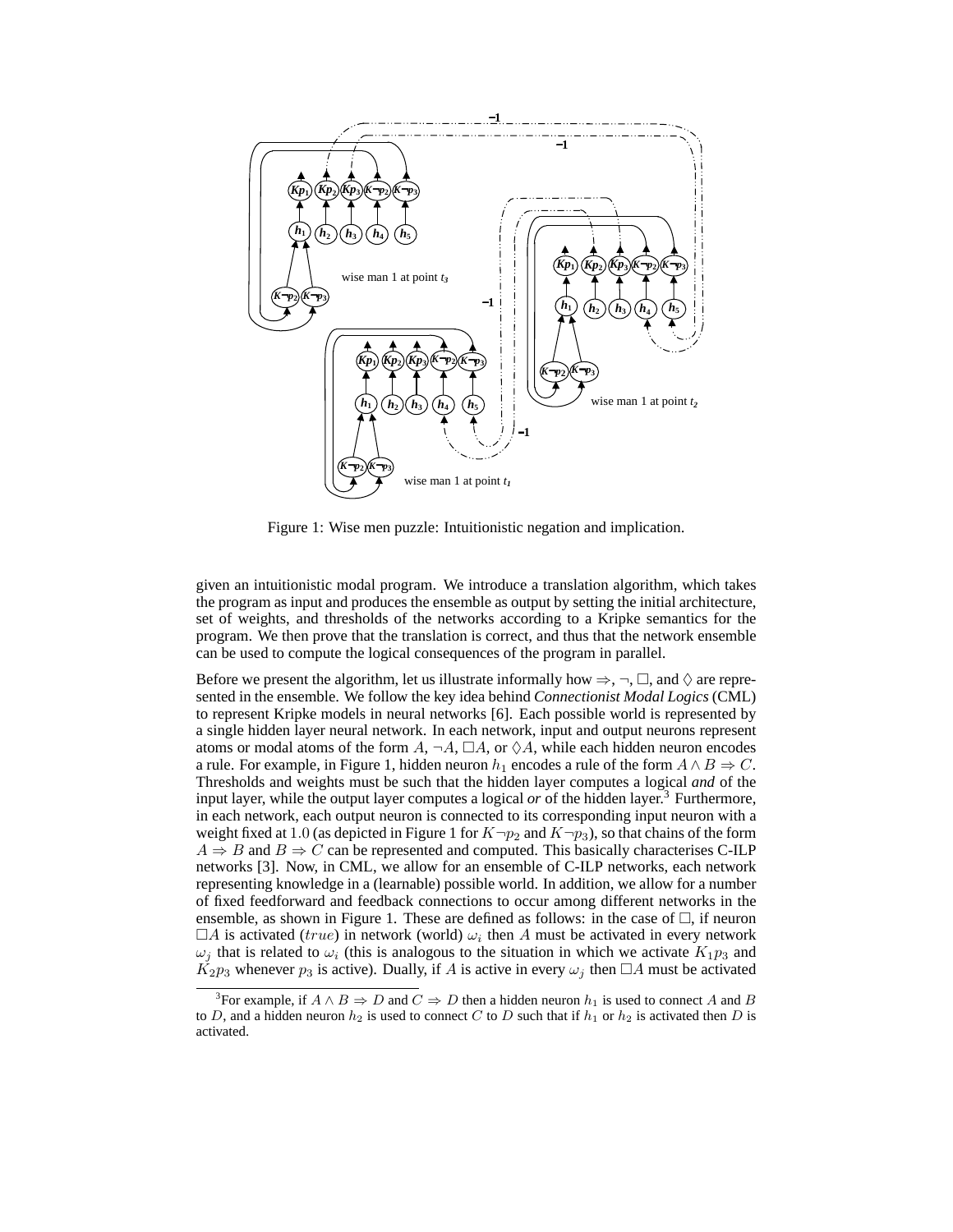Figure 1: Wise men puzzle: Intuitionistic negation and implication.

given an intuitionistic modal program. We introduce a translation algorithm, which takes the program as input and produces the ensemble as output by setting the initial architecture, set of weights, and thresholds of the networks according to a Kripke semantics for the program. We then prove that the translation is correct, and thus that the network ensemble can be used to compute the logical consequences of the program in parallel.

Before we present the algorithm, let us illustrate informally how $\Rightarrow$, $\neg$, $\Box$, and $\Diamond$ are represented in the ensemble. We follow the key idea behind *Connectionist Modal Logics* (CML) to represent Kripke models in neural networks [6]. Each possible world is represented by a single hidden layer neural network. In each network, input and output neurons represent atoms or modal atoms of the form $A$, $\neg A$, $\Box A$, or $\Diamond A$, while each hidden neuron encodes a rule. For example, in Figure 1, hidden neuron $h_1$ encodes a rule of the form $A \wedge B \Rightarrow C$. Thresholds and weights must be such that the hidden layer computes a logical *and* of the input layer, while the output layer computes a logical *or* of the hidden layer.[3] Furthermore, in each network, each output neuron is connected to its corresponding input neuron with a weight fixed at $1.0$ (as depicted in Figure 1 for $K\neg p_2$ and $K\neg p_3$), so that chains of the form $A \Rightarrow B$ and $B \Rightarrow C$ can be represented and computed. This basically characterises C-ILP networks [3]. Now, in CML, we allow for an ensemble of C-ILP networks, each network representing knowledge in a (learnable) possible world. In addition, we allow for a number of fixed feedforward and feedback connections to occur among different networks in the ensemble, as shown in Figure 1. These are defined as follows: in the case of $\Box$, if neuron $\Box A$ is activated ($true$) in network (world) $\omega_i$ then $A$ must be activated in every network $\omega_j$ that is related to $\omega_i$ (this is analogous to the situation in which we activate $K_1p_3$ and $K_2p_3$ whenever $p_3$ is active). Dually, if $A$ is active in every $\omega_j$ then $\Box A$ must be activated

[3] For example, if $A \wedge B \Rightarrow D$ and $C \Rightarrow D$ then a hidden neuron $h_1$ is used to connect $A$ and $B$ to $D$, and a hidden neuron $h_2$ is used to connect $C$ to $D$ such that if $h_1$ or $h_2$ is activated then $D$ is activated.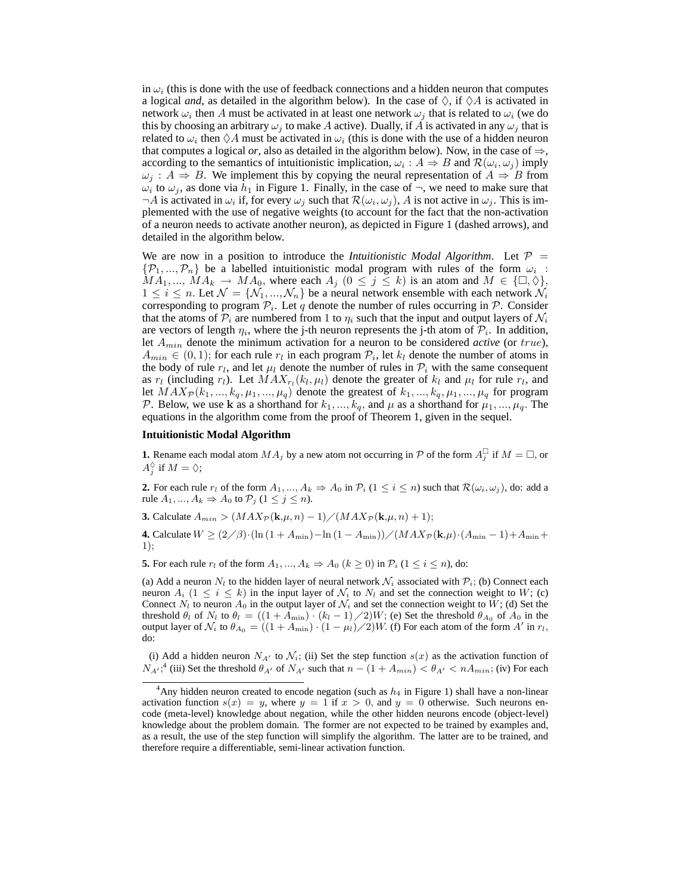in $\omega_i$ (this is done with the use of feedback connections and a hidden neuron that computes a logical *and*, as detailed in the algorithm below). In the case of $\Diamond$, if $\Diamond A$ is activated in network $\omega_i$ then $A$ must be activated in at least one network $\omega_j$ that is related to $\omega_i$ (we do this by choosing an arbitrary $\omega_j$ to make $A$ active). Dually, if $A$ is activated in any $\omega_j$ that is related to $\omega_i$ then $\Diamond A$ must be activated in $\omega_i$ (this is done with the use of a hidden neuron that computes a logical *or*, also as detailed in the algorithm below). Now, in the case of $\Rightarrow$, according to the semantics of intuitionistic implication, $\omega_i : A \Rightarrow B$ and $\mathcal{R}(\omega_i, \omega_j)$ imply $\omega_j : A \Rightarrow B$. We implement this by copying the neural representation of $A \Rightarrow B$ from $\omega_i$ to $\omega_j$, as done via $h_1$ in Figure 1. Finally, in the case of $\neg$, we need to make sure that $\neg A$ is activated in $\omega_i$ if, for every $\omega_j$ such that $\mathcal{R}(\omega_i, \omega_j)$, $A$ is not active in $\omega_j$. This is implemented with the use of negative weights (to account for the fact that the non-activation of a neuron needs to activate another neuron), as depicted in Figure 1 (dashed arrows), and detailed in the algorithm below.

We are now in a position to introduce the *Intuitionistic Modal Algorithm*. Let $\mathcal{P} = \{\mathcal{P}_1, ..., \mathcal{P}_n\}$ be a labelled intuitionistic modal program with rules of the form $\omega_i : MA_1, ..., MA_k \rightarrow MA_0$, where each $A_j$ $(0 \leq j \leq k)$ is an atom and $M \in \{\Box, \Diamond\}$, $1 \leq i \leq n$. Let $\mathcal{N} = \{\mathcal{N}_1, ..., \mathcal{N}_n\}$ be a neural network ensemble with each network $\mathcal{N}_i$ corresponding to program $\mathcal{P}_i$. Let $q$ denote the number of rules occurring in $\mathcal{P}$. Consider that the atoms of $\mathcal{P}_i$ are numbered from 1 to $\eta_i$ such that the input and output layers of $\mathcal{N}_i$ are vectors of length $\eta_i$, where the j-th neuron represents the j-th atom of $\mathcal{P}_i$. In addition, let $A_{min}$ denote the minimum activation for a neuron to be considered *active* (or $true$), $A_{min} \in (0, 1)$; for each rule $r_l$ in each program $\mathcal{P}_i$, let $k_l$ denote the number of atoms in the body of rule $r_l$, and let $\mu_l$ denote the number of rules in $\mathcal{P}_i$ with the same consequent as $r_l$ (including $r_l$). Let $MAX_{r_l}(k_l, \mu_l)$ denote the greater of $k_l$ and $\mu_l$ for rule $r_l$, and let $MAX_{\mathcal{P}}(k_1, ..., k_q, \mu_1, ..., \mu_q)$ denote the greatest of $k_1, ..., k_q, \mu_1, ..., \mu_q$ for program $\mathcal{P}$. Below, we use $\mathbf{k}$ as a shorthand for $k_1, ..., k_q$, and $\mu$ as a shorthand for $\mu_1, ..., \mu_q$. The equations in the algorithm come from the proof of Theorem 1, given in the sequel.

**Intuitionistic Modal Algorithm**

**1.** Rename each modal atom $MA_j$ by a new atom not occurring in $\mathcal{P}$ of the form $A_j^{\Box}$ if $M = \Box$, or $A_j^{\Diamond}$ if $M = \Diamond$;

**2.** For each rule $r_l$ of the form $A_1, ..., A_k \Rightarrow A_0$ in $\mathcal{P}_i$ $(1 \leq i \leq n)$ such that $\mathcal{R}(\omega_i, \omega_j)$, do: add a rule $A_1, ..., A_k \Rightarrow A_0$ to $\mathcal{P}_j$ $(1 \leq j \leq n)$.

**3.** Calculate $A_{min} > (MAX_{\mathcal{P}}(\mathbf{k}, \mu, n) - 1) / (MAX_{\mathcal{P}}(\mathbf{k}, \mu, n) + 1)$;

**4.** Calculate $W \geq (2/\beta) \cdot (\ln(1 + A_{\min}) - \ln(1 - A_{\min})) / (MAX_{\mathcal{P}}(\mathbf{k}, \mu) \cdot (A_{\min} - 1) + A_{\min} + 1)$;

**5.** For each rule $r_l$ of the form $A_1, ..., A_k \Rightarrow A_0$ $(k \geq 0)$ in $\mathcal{P}_i$ $(1 \leq i \leq n)$, do:

(a) Add a neuron $N_l$ to the hidden layer of neural network $\mathcal{N}_i$ associated with $\mathcal{P}_i$; (b) Connect each neuron $A_i$ $(1 \leq i \leq k)$ in the input layer of $\mathcal{N}_i$ to $N_l$ and set the connection weight to $W$; (c) Connect $N_l$ to neuron $A_0$ in the output layer of $\mathcal{N}_i$ and set the connection weight to $W$; (d) Set the threshold $\theta_l$ of $N_l$ to $\theta_l = ((1 + A_{\min}) \cdot (k_l - 1)/2)W$; (e) Set the threshold $\theta_{A_0}$ of $A_0$ in the output layer of $\mathcal{N}_i$ to $\theta_{A_0} = ((1 + A_{\min}) \cdot (1 - \mu_l)/2)W$. (f) For each atom of the form $A'$ in $r_l$, do:

(i) Add a hidden neuron $N_{A'}$ to $\mathcal{N}_i$; (ii) Set the step function $s(x)$ as the activation function of $N_{A'}$;[4] (iii) Set the threshold $\theta_{A'}$ of $N_{A'}$ such that $n - (1 + A_{min}) < \theta_{A'} < nA_{min}$; (iv) For each

[4] Any hidden neuron created to encode negation (such as $h_4$ in Figure 1) shall have a non-linear activation function $s(x) = y$, where $y = 1$ if $x > 0$, and $y = 0$ otherwise. Such neurons encode (meta-level) knowledge about negation, while the other hidden neurons encode (object-level) knowledge about the problem domain. The former are not expected to be trained by examples and, as a result, the use of the step function will simplify the algorithm. The latter are to be trained, and therefore require a differentiable, semi-linear activation function.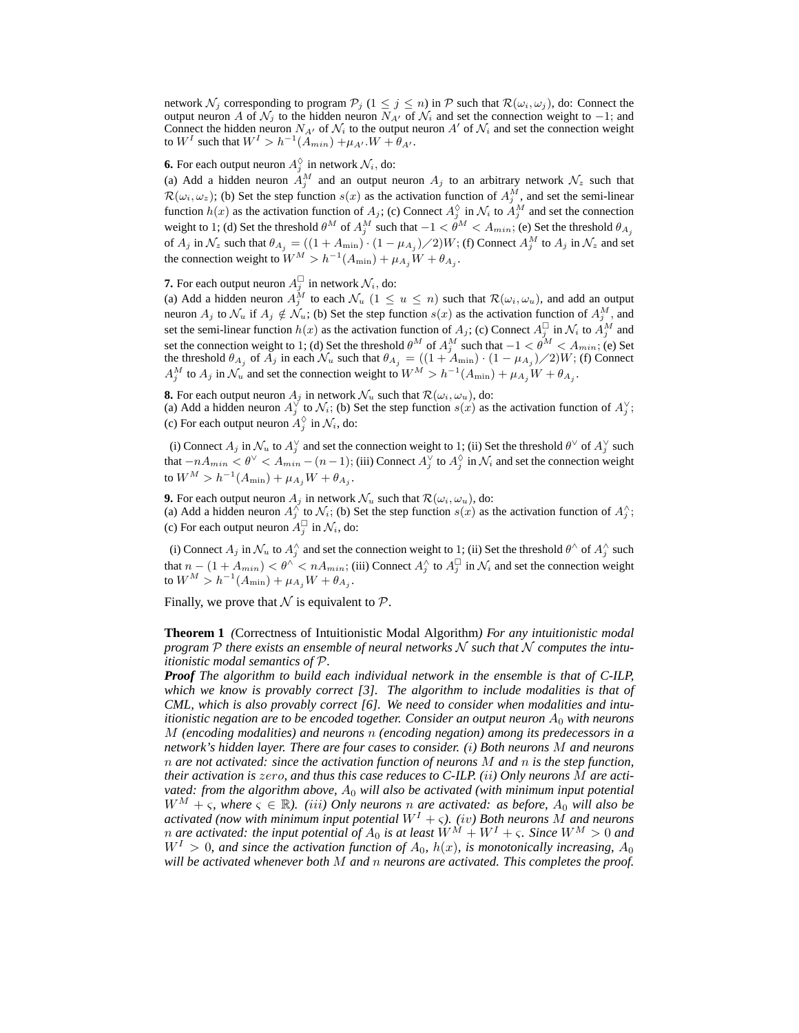network $\mathcal{N}_j$ corresponding to program $\mathcal{P}_j$ ($1 \leq j \leq n$) in $\mathcal{P}$ such that $\mathcal{R}(\omega_i, \omega_j)$, do: Connect the output neuron $A$ of $\mathcal{N}_j$ to the hidden neuron $N_{A'}$ of $\mathcal{N}_i$ and set the connection weight to $-1$; and Connect the hidden neuron $N_{A'}$ of $\mathcal{N}_i$ to the output neuron $A'$ of $\mathcal{N}_i$ and set the connection weight to $W^I$ such that $W^I > h^{-1}(A_{min}) + \mu_{A'}.W + \theta_{A'}$.

**6.** For each output neuron $A_j^{\Diamond}$ in network $\mathcal{N}_i$, do:
(a) Add a hidden neuron $A_j^M$ and an output neuron $A_j$ to an arbitrary network $\mathcal{N}_z$ such that $\mathcal{R}(\omega_i, \omega_z)$; (b) Set the step function $s(x)$ as the activation function of $A_j^M$, and set the semi-linear function $h(x)$ as the activation function of $A_j$; (c) Connect $A_j^{\Diamond}$ in $\mathcal{N}_i$ to $A_j^M$ and set the connection weight to 1; (d) Set the threshold $\theta^M$ of $A_j^M$ such that $-1 < \theta^M < A_{min}$; (e) Set the threshold $\theta_{A_j}$ of $A_j$ in $\mathcal{N}_z$ such that $\theta_{A_j} = ((1 + A_{\min}) \cdot (1 - \mu_{A_j})/2)W$; (f) Connect $A_j^M$ to $A_j$ in $\mathcal{N}_z$ and set the connection weight to $W^M > h^{-1}(A_{\min}) + \mu_{A_j} W + \theta_{A_j}$.

**7.** For each output neuron $A_j^{\Box}$ in network $\mathcal{N}_i$, do:
(a) Add a hidden neuron $A_j^M$ to each $\mathcal{N}_u$ ($1 \leq u \leq n$) such that $\mathcal{R}(\omega_i, \omega_u)$, and add an output neuron $A_j$ to $\mathcal{N}_u$ if $A_j \notin \mathcal{N}_u$; (b) Set the step function $s(x)$ as the activation function of $A_j^M$, and set the semi-linear function $h(x)$ as the activation function of $A_j$; (c) Connect $A_j^{\Box}$ in $\mathcal{N}_i$ to $A_j^M$ and set the connection weight to 1; (d) Set the threshold $\theta^M$ of $A_j^M$ such that $-1 < \theta^M < A_{min}$; (e) Set the threshold $\theta_{A_j}$ of $A_j$ in each $\mathcal{N}_u$ such that $\theta_{A_j} = ((1 + A_{\min}) \cdot (1 - \mu_{A_j})/2)W$; (f) Connect $A_j^M$ to $A_j$ in $\mathcal{N}_u$ and set the connection weight to $W^M > h^{-1}(A_{\min}) + \mu_{A_j} W + \theta_{A_j}$.

**8.** For each output neuron $A_j$ in network $\mathcal{N}_u$ such that $\mathcal{R}(\omega_i, \omega_u)$, do:
(a) Add a hidden neuron $A_j^{\vee}$ to $\mathcal{N}_i$; (b) Set the step function $s(x)$ as the activation function of $A_j^{\vee}$; (c) For each output neuron $A_j^{\Diamond}$ in $\mathcal{N}_i$, do:

(i) Connect $A_j$ in $\mathcal{N}_u$ to $A_j^{\vee}$ and set the connection weight to 1; (ii) Set the threshold $\theta^{\vee}$ of $A_j^{\vee}$ such that $-nA_{min} < \theta^{\vee} < A_{min} - (n-1)$; (iii) Connect $A_j^{\vee}$ to $A_j^{\Diamond}$ in $\mathcal{N}_i$ and set the connection weight to $W^M > h^{-1}(A_{\min}) + \mu_{A_j} W + \theta_{A_j}$.

**9.** For each output neuron $A_j$ in network $\mathcal{N}_u$ such that $\mathcal{R}(\omega_i, \omega_u)$, do:
(a) Add a hidden neuron $A_j^{\wedge}$ to $\mathcal{N}_i$; (b) Set the step function $s(x)$ as the activation function of $A_j^{\wedge}$; (c) For each output neuron $A_j^{\Box}$ in $\mathcal{N}_i$, do:

(i) Connect $A_j$ in $\mathcal{N}_u$ to $A_j^{\wedge}$ and set the connection weight to 1; (ii) Set the threshold $\theta^{\wedge}$ of $A_j^{\wedge}$ such that $n - (1 + A_{min}) < \theta^{\wedge} < nA_{min}$; (iii) Connect $A_j^{\wedge}$ to $A_j^{\Box}$ in $\mathcal{N}_i$ and set the connection weight to $W^M > h^{-1}(A_{\min}) + \mu_{A_j} W + \theta_{A_j}$.

Finally, we prove that $\mathcal{N}$ is equivalent to $\mathcal{P}$.

**Theorem 1** *(*Correctness of Intuitionistic Modal Algorithm*) For any intuitionistic modal program $\mathcal{P}$ there exists an ensemble of neural networks $\mathcal{N}$ such that $\mathcal{N}$ computes the intuitionistic modal semantics of $\mathcal{P}$.*

***Proof*** *The algorithm to build each individual network in the ensemble is that of C-ILP, which we know is provably correct [3]. The algorithm to include modalities is that of CML, which is also provably correct [6]. We need to consider when modalities and intuitionistic negation are to be encoded together. Consider an output neuron $A_0$ with neurons $M$ (encoding modalities) and neurons $n$ (encoding negation) among its predecessors in a network's hidden layer. There are four cases to consider. $(i)$ Both neurons $M$ and neurons $n$ are not activated: since the activation function of neurons $M$ and $n$ is the step function, their activation is $zero$, and thus this case reduces to C-ILP. $(ii)$ Only neurons $M$ are activated: from the algorithm above, $A_0$ will also be activated (with minimum input potential $W^M + \varsigma$, where $\varsigma \in \mathbb{R}$). $(iii)$ Only neurons $n$ are activated: as before, $A_0$ will also be activated (now with minimum input potential $W^I + \varsigma$). $(iv)$ Both neurons $M$ and neurons $n$ are activated: the input potential of $A_0$ is at least $W^M + W^I + \varsigma$. Since $W^M > 0$ and $W^I > 0$, and since the activation function of $A_0$, $h(x)$, is monotonically increasing, $A_0$ will be activated whenever both $M$ and $n$ neurons are activated. This completes the proof.*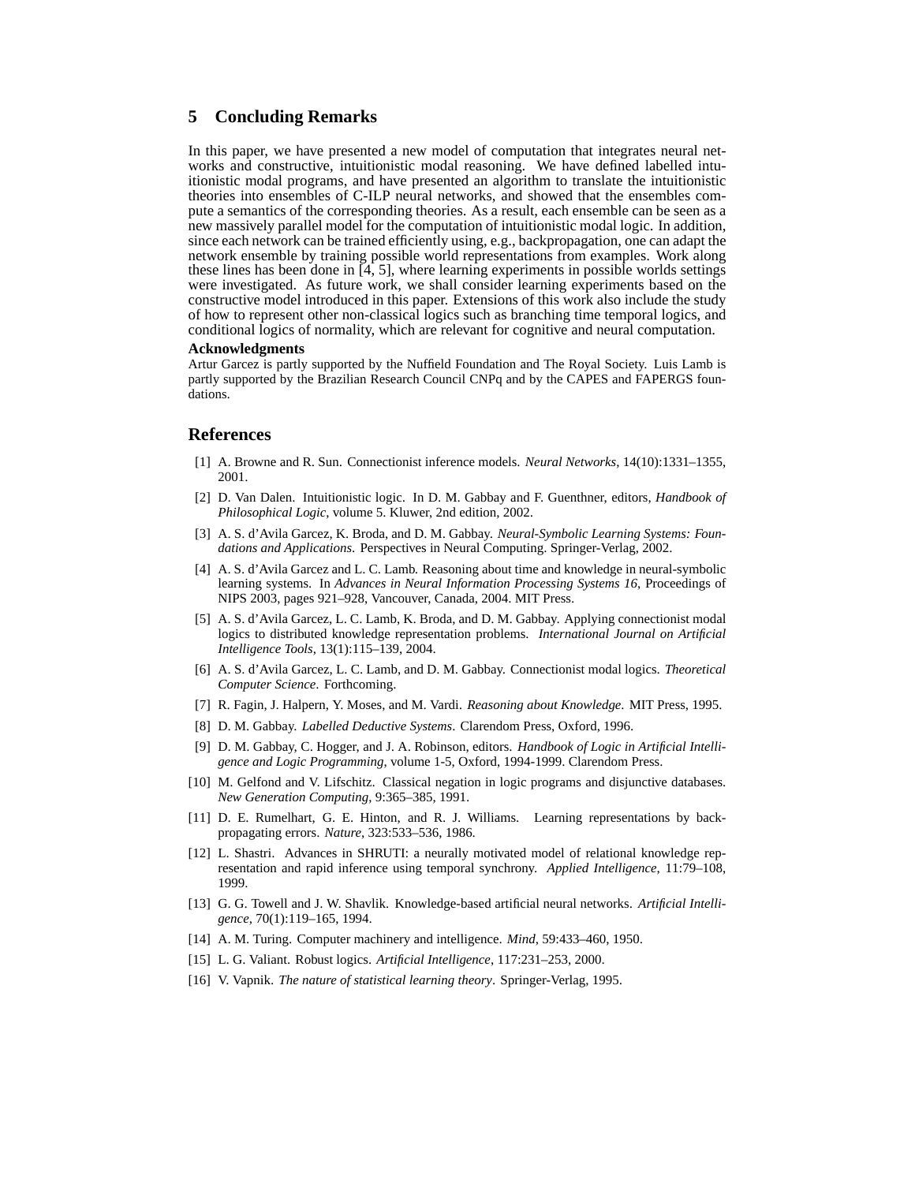## 5 Concluding Remarks

In this paper, we have presented a new model of computation that integrates neural networks and constructive, intuitionistic modal reasoning. We have defined labelled intuitionistic modal programs, and have presented an algorithm to translate the intuitionistic theories into ensembles of C-ILP neural networks, and showed that the ensembles compute a semantics of the corresponding theories. As a result, each ensemble can be seen as a new massively parallel model for the computation of intuitionistic modal logic. In addition, since each network can be trained efficiently using, e.g., backpropagation, one can adapt the network ensemble by training possible world representations from examples. Work along these lines has been done in [4, 5], where learning experiments in possible worlds settings were investigated. As future work, we shall consider learning experiments based on the constructive model introduced in this paper. Extensions of this work also include the study of how to represent other non-classical logics such as branching time temporal logics, and conditional logics of normality, which are relevant for cognitive and neural computation.

**Acknowledgments**

Artur Garcez is partly supported by the Nuffield Foundation and The Royal Society. Luis Lamb is partly supported by the Brazilian Research Council CNPq and by the CAPES and FAPERGS foundations.

## References

[1] A. Browne and R. Sun. Connectionist inference models. *Neural Networks*, 14(10):1331–1355, 2001.

[2] D. Van Dalen. Intuitionistic logic. In D. M. Gabbay and F. Guenthner, editors, *Handbook of Philosophical Logic*, volume 5. Kluwer, 2nd edition, 2002.

[3] A. S. d'Avila Garcez, K. Broda, and D. M. Gabbay. *Neural-Symbolic Learning Systems: Foundations and Applications*. Perspectives in Neural Computing. Springer-Verlag, 2002.

[4] A. S. d'Avila Garcez and L. C. Lamb. Reasoning about time and knowledge in neural-symbolic learning systems. In *Advances in Neural Information Processing Systems 16*, Proceedings of NIPS 2003, pages 921–928, Vancouver, Canada, 2004. MIT Press.

[5] A. S. d'Avila Garcez, L. C. Lamb, K. Broda, and D. M. Gabbay. Applying connectionist modal logics to distributed knowledge representation problems. *International Journal on Artificial Intelligence Tools*, 13(1):115–139, 2004.

[6] A. S. d'Avila Garcez, L. C. Lamb, and D. M. Gabbay. Connectionist modal logics. *Theoretical Computer Science*. Forthcoming.

[7] R. Fagin, J. Halpern, Y. Moses, and M. Vardi. *Reasoning about Knowledge*. MIT Press, 1995.

[8] D. M. Gabbay. *Labelled Deductive Systems*. Clarendom Press, Oxford, 1996.

[9] D. M. Gabbay, C. Hogger, and J. A. Robinson, editors. *Handbook of Logic in Artificial Intelligence and Logic Programming*, volume 1-5, Oxford, 1994-1999. Clarendom Press.

[10] M. Gelfond and V. Lifschitz. Classical negation in logic programs and disjunctive databases. *New Generation Computing*, 9:365–385, 1991.

[11] D. E. Rumelhart, G. E. Hinton, and R. J. Williams. Learning representations by back-propagating errors. *Nature*, 323:533–536, 1986.

[12] L. Shastri. Advances in SHRUTI: a neurally motivated model of relational knowledge representation and rapid inference using temporal synchrony. *Applied Intelligence*, 11:79–108, 1999.

[13] G. G. Towell and J. W. Shavlik. Knowledge-based artificial neural networks. *Artificial Intelligence*, 70(1):119–165, 1994.

[14] A. M. Turing. Computer machinery and intelligence. *Mind*, 59:433–460, 1950.

[15] L. G. Valiant. Robust logics. *Artificial Intelligence*, 117:231–253, 2000.

[16] V. Vapnik. *The nature of statistical learning theory*. Springer-Verlag, 1995.